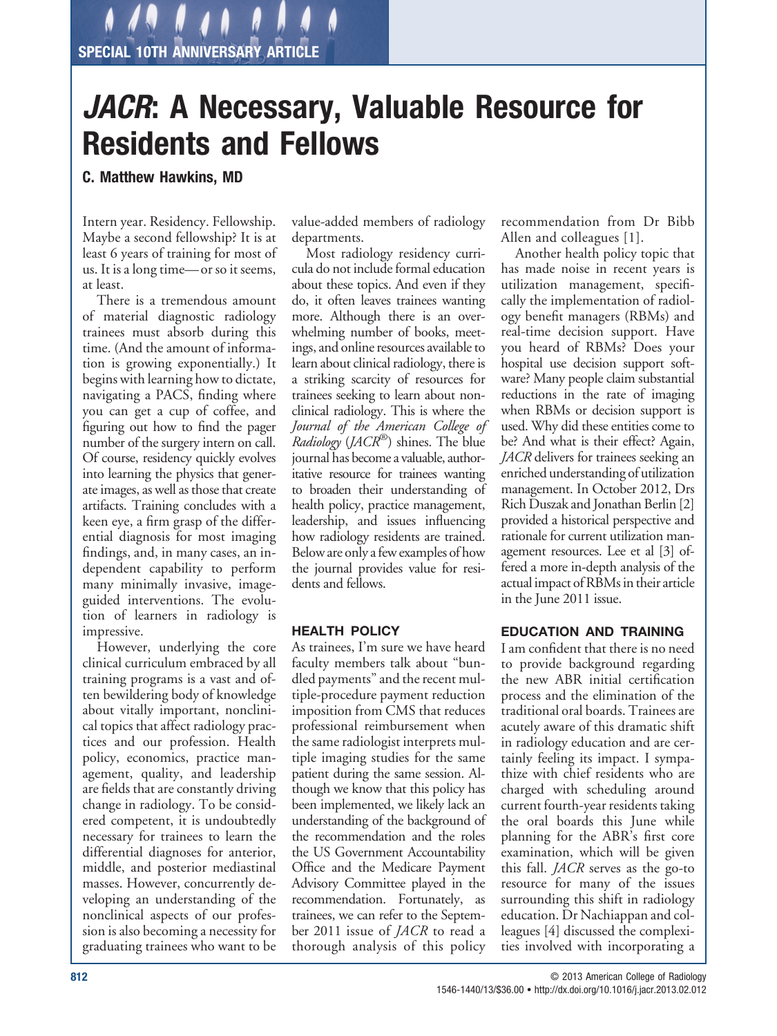SPECIAL 10TH ANNIVERSARY ARTICLE

# *JACR*: A Necessary, Valuable Resource for Residents and Fellows

**C. Matthew Hawkins, MD**

Intern year. Residency. Fellowship. Maybe a second fellowship? It is at least 6 years of training for most of us. It is a long time— or so it seems, at least.

There is a tremendous amount of material diagnostic radiology trainees must absorb during this time. (And the amount of information is growing exponentially.) It begins with learning how to dictate, navigating a PACS, finding where you can get a cup of coffee, and figuring out how to find the pager number of the surgery intern on call. Of course, residency quickly evolves into learning the physics that generate images, as well as those that create artifacts. Training concludes with a keen eye, a firm grasp of the differential diagnosis for most imaging findings, and, in many cases, an independent capability to perform many minimally invasive, image-guided interventions. The evolution of learners in radiology is impressive.

However, underlying the core clinical curriculum embraced by all training programs is a vast and often bewildering body of knowledge about vitally important, nonclinical topics that affect radiology practices and our profession. Health policy, economics, practice management, quality, and leadership are fields that are constantly driving change in radiology. To be considered competent, it is undoubtedly necessary for trainees to learn the differential diagnoses for anterior, middle, and posterior mediastinal masses. However, concurrently developing an understanding of the nonclinical aspects of our profession is also becoming a necessity for graduating trainees who want to be value-added members of radiology departments.

Most radiology residency curricula do not include formal education about these topics. And even if they do, it often leaves trainees wanting more. Although there is an overwhelming number of books, meetings, and online resources available to learn about clinical radiology, there is a striking scarcity of resources for trainees seeking to learn about nonclinical radiology. This is where the *Journal of the American College of Radiology* (*JACR*®) shines. The blue journal has become a valuable, authoritative resource for trainees wanting to broaden their understanding of health policy, practice management, leadership, and issues influencing how radiology residents are trained. Below are only a few examples of how the journal provides value for residents and fellows.

## HEALTH POLICY

As trainees, I'm sure we have heard faculty members talk about "bundled payments" and the recent multiple-procedure payment reduction imposition from CMS that reduces professional reimbursement when the same radiologist interprets multiple imaging studies for the same patient during the same session. Although we know that this policy has been implemented, we likely lack an understanding of the background of the recommendation and the roles the US Government Accountability Office and the Medicare Payment Advisory Committee played in the recommendation. Fortunately, as trainees, we can refer to the September 2011 issue of *JACR* to read a thorough analysis of this policy recommendation from Dr Bibb Allen and colleagues [1].

Another health policy topic that has made noise in recent years is utilization management, specifically the implementation of radiology benefit managers (RBMs) and real-time decision support. Have you heard of RBMs? Does your hospital use decision support software? Many people claim substantial reductions in the rate of imaging when RBMs or decision support is used. Why did these entities come to be? And what is their effect? Again, *JACR* delivers for trainees seeking an enriched understanding of utilization management. In October 2012, Drs Rich Duszak and Jonathan Berlin [2] provided a historical perspective and rationale for current utilization management resources. Lee et al [3] offered a more in-depth analysis of the actual impact of RBMs in their article in the June 2011 issue.

## EDUCATION AND TRAINING

I am confident that there is no need to provide background regarding the new ABR initial certification process and the elimination of the traditional oral boards. Trainees are acutely aware of this dramatic shift in radiology education and are certainly feeling its impact. I sympathize with chief residents who are charged with scheduling around current fourth-year residents taking the oral boards this June while planning for the ABR's first core examination, which will be given this fall. *JACR* serves as the go-to resource for many of the issues surrounding this shift in radiology education. Dr Nachiappan and colleagues [4] discussed the complexities involved with incorporating a

© 2013 American College of Radiology
1546-1440/13/$36.00 • http://dx.doi.org/10.1016/j.jacr.2013.02.012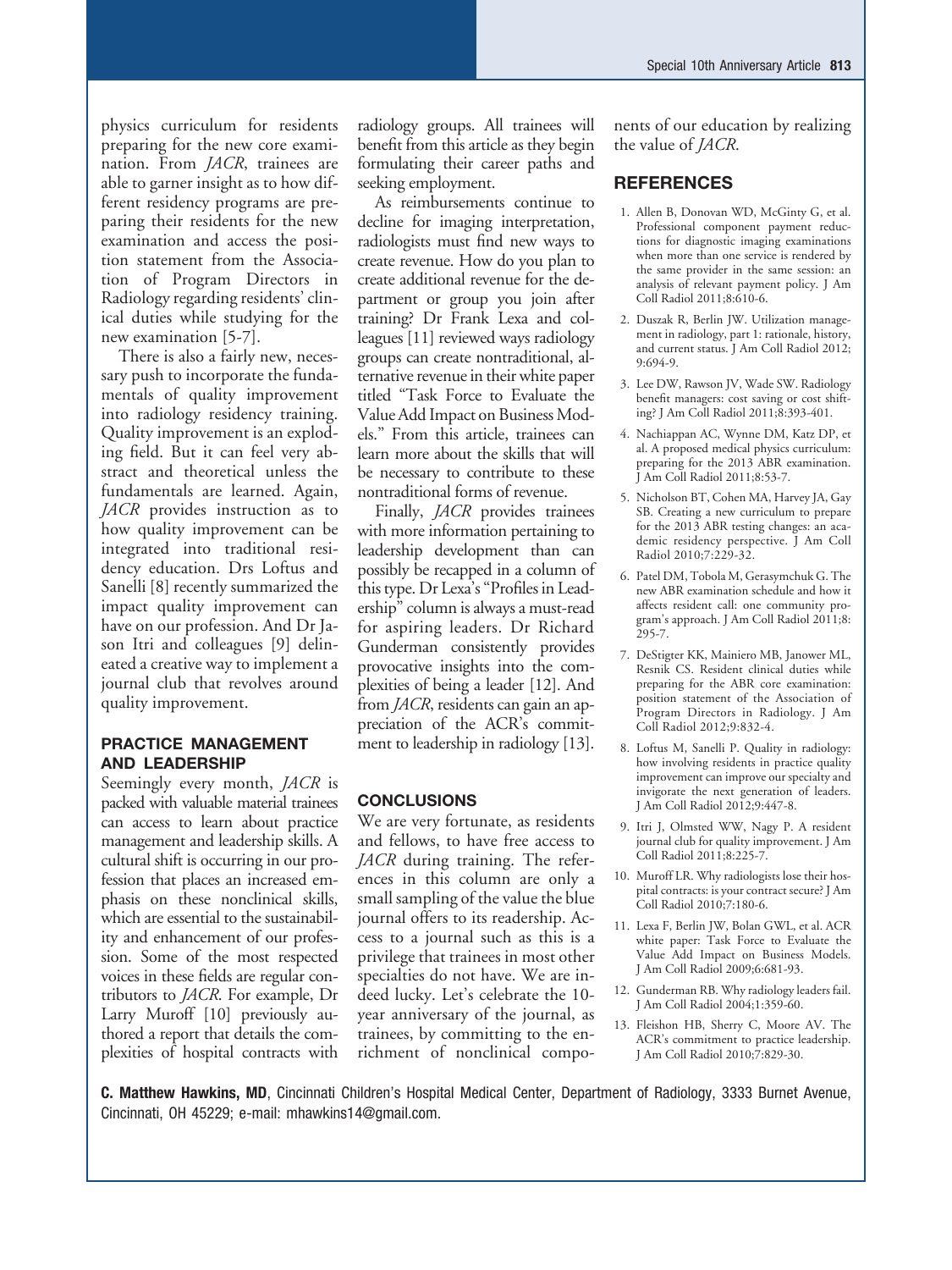physics curriculum for residents preparing for the new core examination. From *JACR*, trainees are able to garner insight as to how different residency programs are preparing their residents for the new examination and access the position statement from the Association of Program Directors in Radiology regarding residents' clinical duties while studying for the new examination [5-7].

There is also a fairly new, necessary push to incorporate the fundamentals of quality improvement into radiology residency training. Quality improvement is an exploding field. But it can feel very abstract and theoretical unless the fundamentals are learned. Again, *JACR* provides instruction as to how quality improvement can be integrated into traditional residency education. Drs Loftus and Sanelli [8] recently summarized the impact quality improvement can have on our profession. And Dr Jason Itri and colleagues [9] delineated a creative way to implement a journal club that revolves around quality improvement.

## PRACTICE MANAGEMENT AND LEADERSHIP

Seemingly every month, *JACR* is packed with valuable material trainees can access to learn about practice management and leadership skills. A cultural shift is occurring in our profession that places an increased emphasis on these nonclinical skills, which are essential to the sustainability and enhancement of our profession. Some of the most respected voices in these fields are regular contributors to *JACR*. For example, Dr Larry Muroff [10] previously authored a report that details the complexities of hospital contracts with radiology groups. All trainees will benefit from this article as they begin formulating their career paths and seeking employment.

As reimbursements continue to decline for imaging interpretation, radiologists must find new ways to create revenue. How do you plan to create additional revenue for the department or group you join after training? Dr Frank Lexa and colleagues [11] reviewed ways radiology groups can create nontraditional, alternative revenue in their white paper titled "Task Force to Evaluate the Value Add Impact on Business Models." From this article, trainees can learn more about the skills that will be necessary to contribute to these nontraditional forms of revenue.

Finally, *JACR* provides trainees with more information pertaining to leadership development than can possibly be recapped in a column of this type. Dr Lexa's "Profiles in Leadership" column is always a must-read for aspiring leaders. Dr Richard Gunderman consistently provides provocative insights into the complexities of being a leader [12]. And from *JACR*, residents can gain an appreciation of the ACR's commitment to leadership in radiology [13].

## CONCLUSIONS

We are very fortunate, as residents and fellows, to have free access to *JACR* during training. The references in this column are only a small sampling of the value the blue journal offers to its readership. Access to a journal such as this is a privilege that trainees in most other specialties do not have. We are indeed lucky. Let's celebrate the 10-year anniversary of the journal, as trainees, by committing to the enrichment of nonclinical components of our education by realizing the value of *JACR*.

## REFERENCES

1. Allen B, Donovan WD, McGinty G, et al. Professional component payment reductions for diagnostic imaging examinations when more than one service is rendered by the same provider in the same session: an analysis of relevant payment policy. J Am Coll Radiol 2011;8:610-6.
2. Duszak R, Berlin JW. Utilization management in radiology, part 1: rationale, history, and current status. J Am Coll Radiol 2012; 9:694-9.
3. Lee DW, Rawson JV, Wade SW. Radiology benefit managers: cost saving or cost shifting? J Am Coll Radiol 2011;8:393-401.
4. Nachiappan AC, Wynne DM, Katz DP, et al. A proposed medical physics curriculum: preparing for the 2013 ABR examination. J Am Coll Radiol 2011;8:53-7.
5. Nicholson BT, Cohen MA, Harvey JA, Gay SB. Creating a new curriculum to prepare for the 2013 ABR testing changes: an academic residency perspective. J Am Coll Radiol 2010;7:229-32.
6. Patel DM, Tobola M, Gerasymchuk G. The new ABR examination schedule and how it affects resident call: one community program's approach. J Am Coll Radiol 2011;8: 295-7.
7. DeStigter KK, Mainiero MB, Janower ML, Resnik CS. Resident clinical duties while preparing for the ABR core examination: position statement of the Association of Program Directors in Radiology. J Am Coll Radiol 2012;9:832-4.
8. Loftus M, Sanelli P. Quality in radiology: how involving residents in practice quality improvement can improve our specialty and invigorate the next generation of leaders. J Am Coll Radiol 2012;9:447-8.
9. Itri J, Olmsted WW, Nagy P. A resident journal club for quality improvement. J Am Coll Radiol 2011;8:225-7.
10. Muroff LR. Why radiologists lose their hospital contracts: is your contract secure? J Am Coll Radiol 2010;7:180-6.
11. Lexa F, Berlin JW, Bolan GWL, et al. ACR white paper: Task Force to Evaluate the Value Add Impact on Business Models. J Am Coll Radiol 2009;6:681-93.
12. Gunderman RB. Why radiology leaders fail. J Am Coll Radiol 2004;1:359-60.
13. Fleishon HB, Sherry C, Moore AV. The ACR's commitment to practice leadership. J Am Coll Radiol 2010;7:829-30.

**C. Matthew Hawkins, MD**, Cincinnati Children's Hospital Medical Center, Department of Radiology, 3333 Burnet Avenue, Cincinnati, OH 45229; e-mail: mhawkins14@gmail.com.